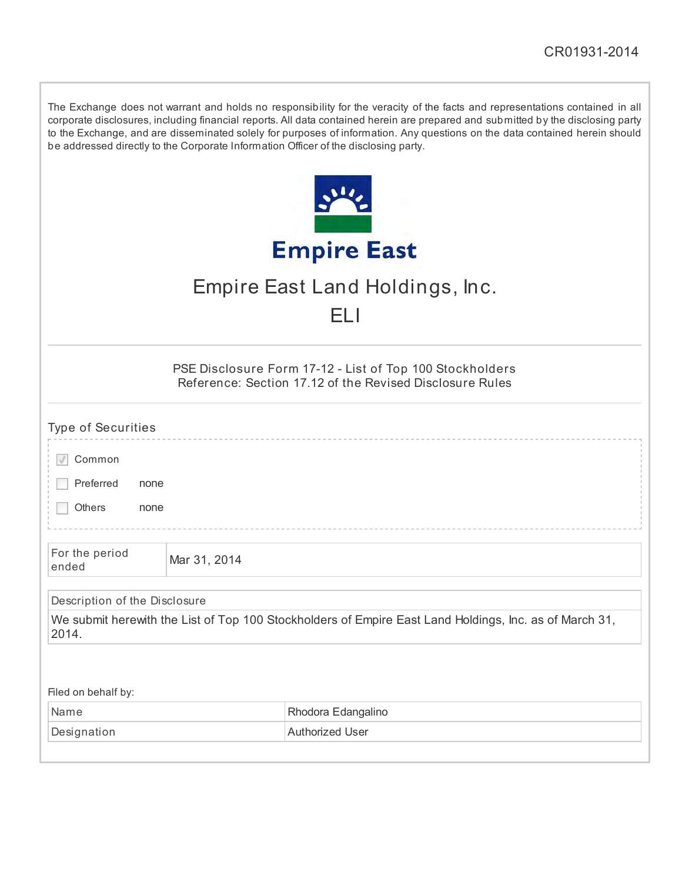CR01931-2014

The Exchange does not warrant and holds no responsibility for the veracity of the facts and representations contained in all corporate disclosures, including financial reports. All data contained herein are prepared and submitted by the disclosing party to the Exchange, and are disseminated solely for purposes of information. Any questions on the data contained herein should be addressed directly to the Corporate Information Officer of the disclosing party.

Empire East

# Empire East Land Holdings, Inc.

## ELI

PSE Disclosure Form 17-12 - List of Top 100 Stockholders
Reference: Section 17.12 of the Revised Disclosure Rules

### Type of Securities

- [x] Common
- [ ] Preferred none
- [ ] Others none

| For the period ended | Mar 31, 2014 |
|---|---|

| Description of the Disclosure |
|---|
| We submit herewith the List of Top 100 Stockholders of Empire East Land Holdings, Inc. as of March 31, 2014. |

Filed on behalf by:

| Name | Rhodora Edangalino |
|---|---|
| Designation | Authorized User |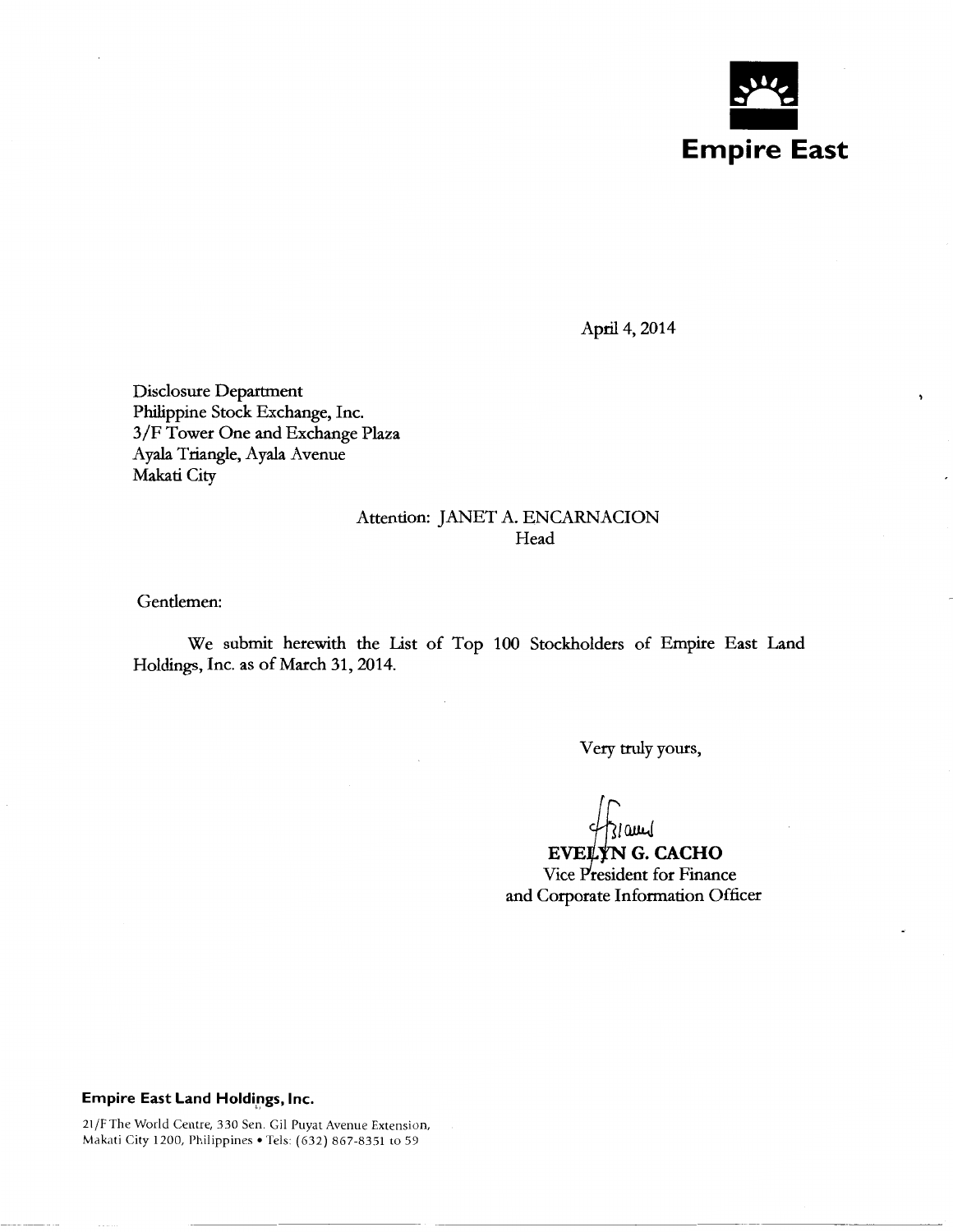**Empire East**

April 4, 2014

Disclosure Department  
Philippine Stock Exchange, Inc.  
3/F Tower One and Exchange Plaza  
Ayala Triangle, Ayala Avenue  
Makati City

Attention: JANET A. ENCARNACION  
Head

Gentlemen:

We submit herewith the List of Top 100 Stockholders of Empire East Land Holdings, Inc. as of March 31, 2014.

Very truly yours,

**EVELYN G. CACHO**  
Vice President for Finance  
and Corporate Information Officer

**Empire East Land Holdings, Inc.**

21/F The World Centre, 330 Sen. Gil Puyat Avenue Extension, Makati City 1200, Philippines • Tels: (632) 867-8351 to 59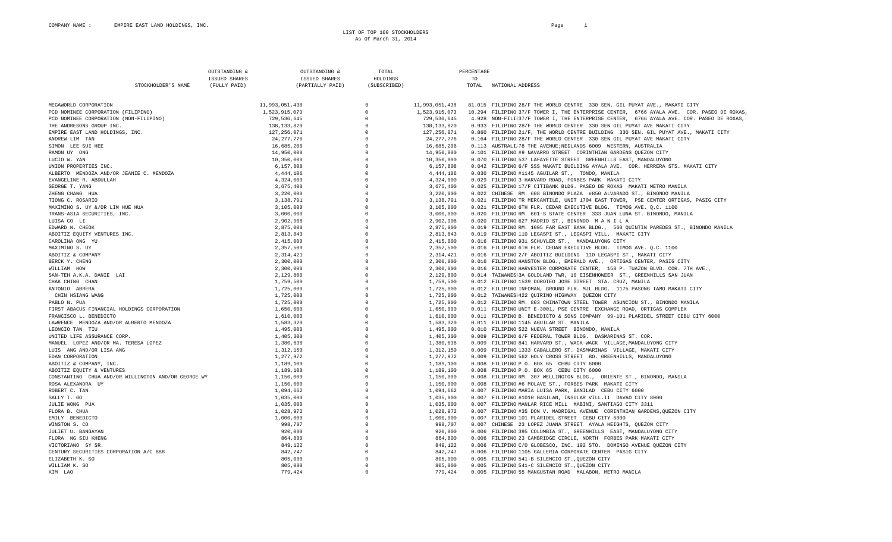COMPANY NAME : EMPIRE EAST LAND HOLDINGS, INC.

LIST OF TOP 100 STOCKHOLDERS
As Of March 31, 2014

| STOCKHOLDER'S NAME | OUTSTANDING & ISSUED SHARES (FULLY PAID) | OUTSTANDING & ISSUED SHARES (PARTIALLY PAID) | TOTAL HOLDINGS (SUBSCRIBED) | PERCENTAGE TO TOTAL | NATIONAL | ADDRESS |
|---|---|---|---|---|---|---|
| MEGAWORLD CORPORATION | 11,993,051,438 | 0 | 11,993,051,438 | 81.015 | FILIPINO | 28/F THE WORLD CENTRE 330 SEN. GIL PUYAT AVE., MAKATI CITY |
| PCD NOMINEE CORPORATION (FILIPINO) | 1,523,915,073 | 0 | 1,523,915,073 | 10.294 | FILIPINO | 37/F TOWER I, THE ENTERPRISE CENTER, 6766 AYALA AVE. COR. PASEO DE ROXAS, |
| PCD NOMINEE CORPORATION (NON-FILIPINO) | 729,536,645 | 0 | 729,536,645 | 4.928 | NON-FILI | 37/F TOWER I, THE ENTERPRISE CENTER, 6766 AYALA AVE. COR. PASEO DE ROXAS, |
| THE ANDRESONS GROUP INC. | 138,133,820 | 0 | 138,133,820 | 0.933 | FILIPINO | 28/F THE WORLD CENTER 330 SEN GIL PUYAT AVE MAKATI CITY |
| EMPIRE EAST LAND HOLDINGS, INC. | 127,256,071 | 0 | 127,256,071 | 0.860 | FILIPINO | 21/F, THE WORLD CENTRE BUILDING 330 SEN. GIL PUYAT AVE., MAKATI CITY |
| ANDREW LIM TAN | 24,277,776 | 0 | 24,277,776 | 0.164 | FILIPINO | 28/F THE WORLD CENTER 330 SEN GIL PUYAT AVE MAKATI CITY |
| SIMON LEE SUI HEE | 16,685,206 | 0 | 16,685,206 | 0.113 | AUSTRALI | 78 THE AVENUE;NEDLANDS 6009 WESTERN, AUSTRALIA |
| RAMON UY ONG | 14,950,000 | 0 | 14,950,000 | 0.101 | FILIPINO | #9 NAVARRO STREET CORINTHIAN GARDENS QUEZON CITY |
| LUCIO W. YAN | 10,350,000 | 0 | 10,350,000 | 0.070 | FILIPINO | 537 LAFAYETTE STREET GREENHILLS EAST, MANDALUYONG |
| UNION PROPERTIES INC. | 6,157,808 | 0 | 6,157,808 | 0.042 | FILIPINO | 6/F SSS MAKATI BUILDING AYALA AVE. COR. HERRERA STS. MAKATI CITY |
| ALBERTO MENDOZA AND/OR JEANIE C. MENDOZA | 4,444,106 | 0 | 4,444,106 | 0.030 | FILIPINO | #1145 AGUILAR ST., TONDO, MANILA |
| EVANGELINE R. ABDULLAH | 4,324,000 | 0 | 4,324,000 | 0.029 | FILIPINO | 3 HARVARD ROAD, FORBES PARK MAKATI CITY |
| GEORGE T. YANG | 3,675,400 | 0 | 3,675,400 | 0.025 | FILIPINO | 17/F CITIBANK BLDG. PASEO DE ROXAS MAKATI METRO MANILA |
| ZHENG CHANG HUA | 3,220,000 | 0 | 3,220,000 | 0.022 | CHINESE | RM. 608 BINONDO PLAZA #850 ALVARADO ST., BINONDO MANILA |
| TIONG C. ROSARIO | 3,138,791 | 0 | 3,138,791 | 0.021 | FILIPINO | TR MERCANTILE, UNIT 1704 EAST TOWER, PSE CENTER ORTIGAS, PASIG CITY |
| MAXIMINO S. UY &/OR LIM HUE HUA | 3,105,000 | 0 | 3,105,000 | 0.021 | FILIPINO | 6TH FLR. CEDAR EXECUTIVE BLDG. TIMOG AVE. Q.C. 1100 |
| TRANS-ASIA SECURITIES, INC. | 3,000,000 | 0 | 3,000,000 | 0.020 | FILIPINO | RM. 601-S STATE CENTER 333 JUAN LUNA ST. BINONDO, MANILA |
| LUISA CO LI | 2,902,908 | 0 | 2,902,908 | 0.020 | FILIPINO | 627 MADRID ST., BINONDO M A N I L A |
| EDWARD N. CHEOK | 2,875,000 | 0 | 2,875,000 | 0.019 | FILIPINO | RM. 1005 FAR EAST BANK BLDG., 560 QUINTIN PAREDES ST., BINONDO MANILA |
| ABOITIZ EQUITY VENTURES INC. | 2,813,843 | 0 | 2,813,843 | 0.019 | FILIPINO | 110 LEGASPI ST., LEGASPI VILL. MAKATI CITY |
| CAROLINA ONG YU | 2,415,000 | 0 | 2,415,000 | 0.016 | FILIPINO | 931 SCHUYLER ST., MANDALUYONG CITY |
| MAXIMINO S. UY | 2,357,500 | 0 | 2,357,500 | 0.016 | FILIPINO | 6TH FLR. CEDAR EXECUTIVE BLDG. TIMOG AVE. Q.C. 1100 |
| ABOITIZ & COMPANY | 2,314,421 | 0 | 2,314,421 | 0.016 | FILIPINO | 2/F ABOITIZ BUILDING 110 LEGASPI ST., MAKATI CITY |
| BERCK Y. CHENG | 2,300,000 | 0 | 2,300,000 | 0.016 | FILIPINO | HANSTON BLDG., EMERALD AVE., ORTIGAS CENTER, PASIG CITY |
| WILLIAM HOW | 2,300,000 | 0 | 2,300,000 | 0.016 | FILIPINO | HARVESTER CORPORATE CENTER, 158 P. TUAZON BLVD. COR. 7TH AVE., |
| SAN-TEH A.K.A. DANIE LAI | 2,129,800 | 0 | 2,129,800 | 0.014 | TAIWANES | 13A GOLDLAND TWR, 10 EISENHOWEER ST., GREENHILLS SAN JUAN |
| CHAK CHING CHAN | 1,759,500 | 0 | 1,759,500 | 0.012 | FILIPINO | 1539 DOROTEO JOSE STREET STA. CRUZ, MANILA |
| ANTONIO ABRERA | 1,725,000 | 0 | 1,725,000 | 0.012 | FILIPINO | INFOMAN, GROUND FLR. MJL BLDG. 1175 PASONG TAMO MAKATI CITY |
| CHIN HSIANG WANG | 1,725,000 | 0 | 1,725,000 | 0.012 | TAIWANES | 1422 QUIRINO HIGHWAY QUEZON CITY |
| PABLO N. PUA | 1,725,000 | 0 | 1,725,000 | 0.012 | FILIPINO | RM. 803 CHINATOWN STEEL TOWER ASUNCION ST., BINONDO MANILA |
| FIRST ABACUS FINANCIAL HOLDINGS CORPORATION | 1,650,000 | 0 | 1,650,000 | 0.011 | FILIPINO | UNIT E-3001, PSE CENTRE EXCHANGE ROAD, ORTIGAS COMPLEX |
| FRANCISCO L. BENEDICTO | 1,610,000 | 0 | 1,610,000 | 0.011 | FILIPINO | B. BENEDICTO & SONS COMPANY 99-101 PLARIDEL STREET CEBU CITY 6000 |
| LAWRENCE MENDOZA AND/OR ALBERTO MENDOZA | 1,583,320 | 0 | 1,583,320 | 0.011 | FILIPINO | 1145 AGUILAR ST. MANILA |
| LEONCIO TAN TIU | 1,495,000 | 0 | 1,495,000 | 0.010 | FILIPINO | 522 NUEVA STREET BINONDO, MANILA |
| UNITED LIFE ASSURANCE CORP. | 1,405,300 | 0 | 1,405,300 | 0.009 | FILIPINO | 6/F FEDERAL TOWER BLDG. DASMARINAS ST. COR. |
| MANUEL LOPEZ AND/OR MA. TERESA LOPEZ | 1,380,638 | 0 | 1,380,638 | 0.009 | FILIPINO | 841 HARVARD ST., WACK-WACK VILLAGE,MANDALUYONG CITY |
| LUIS ANG AND/OR LISA ANG | 1,312,150 | 0 | 1,312,150 | 0.009 | FILIPINO | 1333 CABALLERO ST. DASMARINAS VILLAGE, MAKATI CITY |
| EDAN CORPORATION | 1,277,972 | 0 | 1,277,972 | 0.009 | FILIPINO | 562 HOLY CROSS STREET BO. GREENHILLS, MANDALUYONG |
| ABOITIZ & COMPANY, INC. | 1,189,100 | 0 | 1,189,100 | 0.008 | FILIPINO | P.O. BOX 65 CEBU CITY 6000 |
| ABOITIZ EQUITY & VENTURES | 1,189,100 | 0 | 1,189,100 | 0.008 | FILIPINO | P.O. BOX 65 CEBU CITY 6000 |
| CONSTANTINO CHUA AND/OR WILLINGTON AND/OR GEORGE WY | 1,150,000 | 0 | 1,150,000 | 0.008 | FILIPINO | RM. 307 WELLINGTON BLDG., ORIENTE ST., BINONDO, MANILA |
| ROSA ALEXANDRA UY | 1,150,000 | 0 | 1,150,000 | 0.008 | FILIPINO | #6 MOLAVE ST., FORBES PARK MAKATI CITY |
| ROBERT C. TAN | 1,094,662 | 0 | 1,094,662 | 0.007 | FILIPINO | MARIA LUISA PARK, BANILAD CEBU CITY 6000 |
| SALLY T. GO | 1,035,000 | 0 | 1,035,000 | 0.007 | FILIPINO | #1010 BASILAN, INSULAR VILL.II DAVAO CITY 8000 |
| JULIE WONG PUA | 1,035,000 | 0 | 1,035,000 | 0.007 | FILIPINO | MANLAR RICE MILL MABINI, SANTIAGO CITY 3311 |
| FLORA B. CHUA | 1,028,972 | 0 | 1,028,972 | 0.007 | FILIPINO | #35 DON V. MADRIGAL AVENUE CORINTHIAN GARDENS,QUEZON CITY |
| EMILY BENEDICTO | 1,000,000 | 0 | 1,000,000 | 0.007 | FILIPINO | 101 PLARIDEL STREET CEBU CITY 6000 |
| WINSTON S. CO | 998,707 | 0 | 998,707 | 0.007 | CHINESE | 23 LOPEZ JUANA STREET AYALA HEIGHTS, QUEZON CITY |
| JULIET U. BANGAYAN | 920,000 | 0 | 920,000 | 0.006 | FILIPINO | 395 COLUMBIA ST., GREENHILLS EAST, MANDALUYONG CITY |
| FLORA NG SIU KHENG | 864,800 | 0 | 864,800 | 0.006 | FILIPINO | 23 CAMBRIDGE CIRCLE, NORTH FORBES PARK MAKATI CITY |
| VICTORIANO SY SR. | 849,122 | 0 | 849,122 | 0.006 | FILIPINO | C/O GLOBESCO, INC. 192 STO. DOMINGO AVENUE QUEZON CITY |
| CENTURY SECURITIES CORPORATION A/C 888 | 842,747 | 0 | 842,747 | 0.006 | FILIPINO | 1105 GALLERIA CORPORATE CENTER PASIG CITY |
| ELIZABETH K. SO | 805,000 | 0 | 805,000 | 0.005 | FILIPINO | 541-B SILENCIO ST.,QUEZON CITY |
| WILLIAM K. SO | 805,000 | 0 | 805,000 | 0.005 | FILIPINO | 541-C SILENCIO ST.,QUEZON CITY |
| KIM LAO | 779,424 | 0 | 779,424 | 0.005 | FILIPINO | 55 MANGUSTAN ROAD MALABON, METRO MANILA |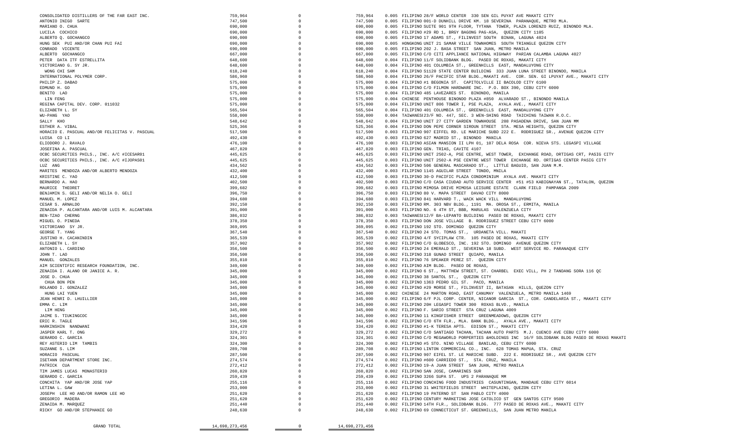| | | | | | | |
|---|---|---|---|---|---|---|
| CONSOLIDATED DISTILLERS OF THE FAR EAST INC. | 759,964 | 0 | 759,964 | 0.005 | FILIPINO | 28/F WORLD CENTER 330 SEN GIL PUYAT AVE MAKATI CITY |
| ANTONIO INIGO SARTE | 747,500 | 0 | 747,500 | 0.005 | FILIPINO | 001-D DUNHILL DRIVE KM. 18 SEVERINA PARANAQUE, METRO MLA. |
| MARIANO O. CHUA | 690,000 | 0 | 690,000 | 0.005 | FILIPINO | SUITE 901 9TH FLOOR, TYTANA TOWER, PLAZA LORENZO RUIZ, BINONDO MLA. |
| LUCILA COCHICO | 690,000 | 0 | 690,000 | 0.005 | FILIPINO | #29 RD 1, BRGY BAGONG PAG-ASA, QUEZON CITY 1105 |
| ALBERTO Q. GOCHANGCO | 690,000 | 0 | 690,000 | 0.005 | FILIPINO | 17 ADAMS ST., FILINVEST SOUTH BINAN, LAGUNA 4024 |
| HUNG SEK PUI AND/OR CHAN PUI FAI | 690,000 | 0 | 690,000 | 0.005 | HONGKONG | UNIT 21 SAMAR VILLE TOWNHOMES SOUTH TRIANGLE QUEZON CITY |
| CONRADO VICENTE | 690,000 | 0 | 690,000 | 0.005 | FILIPINO | 202 J. BASA STREET SAN JUAN, METRO MANILA |
| ALBERTO GOCHANGCO | 667,000 | 0 | 667,000 | 0.005 | FILIPINO | C/O CITI APPLIANCE NATIONAL HIGHWAY PARIAN CALAMBA LAGUNA 4027 |
| PETER DATA ITF ESTRELLITA | 648,600 | 0 | 648,600 | 0.004 | FILIPINO | 11/F SOLIDBANK BLDG. PASEO DE ROXAS, MAKATI CITY |
| VICTORIANO G. SY JR. | 648,600 | 0 | 648,600 | 0.004 | FILIPINO | 401 COLUMBIA ST., GREENHILLS EAST, MANDALUYONG CITY |
| WONG CHI SAM | 618,240 | 0 | 618,240 | 0.004 | FILIPINO | S1120 STATE CENTER BUILDING 333 JUAN LUNA STREET BINONDO, MANILA |
| INTERNATIONAL POLYMER CORP. | 586,960 | 0 | 586,960 | 0.004 | FILIPINO | 26/F PACIFIC STAR BLDG.,MAKATI AVE. COR. SEN. GI LPUYAT AVE., MAKATI CITY |
| PHILIP Z. DABAO | 575,000 | 0 | 575,000 | 0.004 | FILIPINO | #1 BEGONIA ST. CAPITOLVILLE II BACOLOD CITY 6100 |
| EDMUND H. GO | 575,000 | 0 | 575,000 | 0.004 | FILIPINO | C/O FILMON HARDWARE INC. P.O. BOX 390, CEBU CITY 6000 |
| BENITO LAO | 575,000 | 0 | 575,000 | 0.004 | FILIPINO | 485 LAVEZARES ST. BINONDO, MANILA |
| LIN FENG | 575,000 | 0 | 575,000 | 0.004 | CHINESE | PENTHOUSE BINONDO PLAZA #850 ALVARADO ST., BINONDO MANILA |
| REGINA CAPITAL DEV. CORP. 011032 | 575,000 | 0 | 575,000 | 0.004 | FILIPINO | UNIT 806 TOWER I, PSE PLAZA, AYALA AVE., MAKATI CITY |
| ELIZABETH L. SY | 565,504 | 0 | 565,504 | 0.004 | FILIPINO | 401 COLUMBIA ST., GREENHILLS EAST, MANDALUYONG CITY |
| WU-PANG YAO | 558,000 | 0 | 558,000 | 0.004 | TAIWANESI | 23/F NO. 447, SEC. 3 WEN-SHING ROAD TAICHING TAIWAN R.O.C. |
| SALLY KHO | 548,642 | 0 | 548,642 | 0.004 | FILIPINO | UNIT 27 CITY GARDEN TOWNHOUSE 208 PASADENA DRIVE, SAN JUAN MM |
| ESTHER A. VIBAL | 525,366 | 0 | 525,366 | 0.004 | FILIPINO | DON PEPE CORNER SIROUN STREET STA. MESA HEIGHTS, QUEZON CITY |
| HORACIO E. PASCUAL AND/OR FELICITAS V. PASCUAL | 517,500 | 0 | 517,500 | 0.003 | FILIPINO | 907 EIFFEL RD. LE MARICHE SUBD 222 E. RODRIGUEZ SR., AVENUE QUEZON CITY |
| LUISA CO LI | 492,430 | 0 | 492,430 | 0.003 | FILIPINO | 627 MADRID ST., BINONDO MANILA |
| ELIODORO J. RAVALO | 476,100 | 0 | 476,100 | 0.003 | FILIPINO | ASIAN MANSION II LPH 01, 107 DELA ROSA COR. NIEVA STS. LEGASPI VILLAGE |
| JOSEFINA A. PASCUAL | 467,820 | 0 | 467,820 | 0.003 | FILIPINO | GEN. TRIAS, CAVITE 4107 |
| OCBC SECURITIES PHILS., INC. A/C #ICESAR01 | 445,625 | 0 | 445,625 | 0.003 | FILIPINO | UNIT 2502-A, PSE CENTRE, WEST TOWER, EXCHANGE ROAD, ORTIGAS CRT, PASIG CITY |
| OCBC SECURITIES PHILS., INC. A/C #IJOPAS01 | 445,625 | 0 | 445,625 | 0.003 | FILIPINO | UNIT 2502-A PSE CENTRE WEST TOWER EXCHANGE RD. ORTIGAS CENTER PASIG CITY |
| LUZ ANG | 434,562 | 0 | 434,562 | 0.003 | FILIPINO | 506 GENERAL MASCARADO ST., LITTLE BAGUIO, SAN JUAN M.M. |
| MARITES MENDOZA AND/OR ALBERTO MENDOZA | 432,400 | 0 | 432,400 | 0.003 | FILIPINO | 1145 AGUILAR STREET TONDO, MNILA |
| KRISTINE C. YAO | 412,500 | 0 | 412,500 | 0.003 | FILIPINO | 30-D PACIFIC PLAZA CONDOMINIUM AYALA AVE. MAKATI CITY |
| BERNARDO A. HAO | 402,500 | 0 | 402,500 | 0.003 | FILIPINO | C/O CASA CIUDAD AUTO SERVICE CENTER #51 #53 KABIGNAYAN ST., TATALON, QUEZON |
| MAURICE THEORET | 399,682 | 0 | 399,682 | 0.003 | FILIPINO | MIMOSA DRIVE MIMOSA LEISURE ESTATE CLARK FIELD PAMPANGA 2009 |
| BENJAMIN S. GELI AND/OR NELIA O. GELI | 396,750 | 0 | 396,750 | 0.003 | FILIPINO | 80 V. MAPA STREET DAVAO CITY 8000 |
| MANUEL M. LOPEZ | 394,680 | 0 | 394,680 | 0.003 | FILIPINO | 841 HARVARD T., WACK WACK VILL MANDALUYONG |
| CESAR S. ARNALDO | 392,150 | 0 | 392,150 | 0.003 | FILIPINO | RM. 303 NBV BLDG., 1191 MA. OROSA ST., ERMITA, MANILA |
| ZENAIDA P. ALCANTARA AND/OR LUIS M. ALCANTARA | 391,000 | 0 | 391,000 | 0.003 | FILIPINO | NO. 6 4TH ST, BBB, MARULAS VALENZUELA CITY |
| BEN-TZAO CHERNG | 386,032 | 0 | 386,032 | 0.003 | TAIWANESI | 12/F BA-LEPANTO BUILDING PASEO DE ROXAS, MAKATI CITY |
| MIGUEL O. PINEDA | 378,350 | 0 | 378,350 | 0.003 | FILIPINO | DON JOSE VILLAGE B. RODRIGUEZ STREET CEBU CITY 6000 |
| VICTORIANO SY JR. | 369,095 | 0 | 369,095 | 0.002 | FILIPINO | 192 STO. DOMINGO QUEZON CITY |
| GEORGE T. YANG | 367,540 | 0 | 367,540 | 0.002 | FILIPINO | 24 STO. TOMAS ST., URDANETA VILL. MAKATI |
| JUSTINO H. CACANINDIN | 365,539 | 0 | 365,539 | 0.002 | FILIPINO | 4/F SYCIPLAW CTR. 105 PASEO DE ROXAS, MAKATI CITY |
| ELIZABETH L. SY | 357,902 | 0 | 357,902 | 0.002 | FILIPINO | C/O GLOBESCO, INC. 192 STO. DOMINGO AVENUE QUEZON CITY |
| ANTONIO L. CARDINO | 356,500 | 0 | 356,500 | 0.002 | FILIPINO | 24 EMERALD ST., SEVERINA 18 SUBD. WEST SERVICE RD. PARANAQUE CITY |
| JOHN T. LAO | 356,500 | 0 | 356,500 | 0.002 | FILIPINO | 318 GUNAO STREET QUIAPO, MANILA |
| MANUEL GONZALES | 355,810 | 0 | 355,810 | 0.002 | FILIPINO | 76 SPEAKER PEREZ ST. QUEZON CITY |
| AIM SCIENTIFIC RESEARCH FOUNDATION, INC. | 349,600 | 0 | 349,600 | 0.002 | FILIPINO | AIM BLDG. PASEO DE ROXAS, |
| ZENAIDA I. ALANO OR JANICE A. R. | 345,000 | 0 | 345,000 | 0.002 | FILIPINO | 6 ST., MATTHEW STREET, ST. CHARBEL EXEC VILL, PH 2 TANDANG SORA 116 QC |
| JOSE D. CHUA | 345,000 | 0 | 345,000 | 0.002 | FILIPINO | 38 SANTOL ST., QUEZON CITY |
| CHUA BON PEN | 345,000 | 0 | 345,000 | 0.002 | FILIPINO | 1363 PEDRO GIL ST. PACO, MANILA |
| ROLANDO I. GONZALEZ | 345,000 | 0 | 345,000 | 0.002 | FILIPINO | #29 MORSE ST., FILINVEST II, BATASAN HILLS, QUEZON CITY |
| HUNG LAI YUEN | 345,000 | 0 | 345,000 | 0.002 | CHINESE | 24 MARTON ROAD, EAST CANUMAY VALENZUELA, METRO MANILA 1469 |
| JEAN HENRI D. LHUILLIER | 345,000 | 0 | 345,000 | 0.002 | FILIPINO | 6/F PJL CORP. CENTER, NICANOR GARCIA ST., COR. CANDELARIA ST., MAKATI CITY |
| EMMA C. LIM | 345,000 | 0 | 345,000 | 0.002 | FILIPINO | 20H LEGASPI TOWER 300 ROXAS BLVD., MANILA |
| LIM HENG | 345,000 | 0 | 345,000 | 0.002 | FILIPINO | F. SARIO STREET STA CRUZ LAGUNA 4009 |
| JAIME S. TIUKINGCOC | 345,000 | 0 | 345,000 | 0.002 | FILIPINO | 11 KINGFISHER STREET GREENMEADOWS, QUEZON CITY |
| ERIC R. TAGLE | 341,596 | 0 | 341,596 | 0.002 | FILIPINO | C/O 6TH FLR., MLA. BANK BLDG., AYALA AVE., MAKATI CITY |
| HARKINSHIN NANDWANI | 334,420 | 0 | 334,420 | 0.002 | FILIPINO | #1-K TERESA APTS. EDISON ST., MAKATI CITY |
| JASPER KARL T. ONG | 329,272 | 0 | 329,272 | 0.002 | FILIPINO | C/O SANTIAGO TACHAN, TACHAN AUTO PARTS M.J. CUENCO AVE CEBU CITY 6000 |
| GERARDO C. GARCIA | 324,301 | 0 | 324,301 | 0.002 | FILIPINO | C/O MEGAWORLD PORPERTIES &HOLDINGS INC 16/F SOLIDBANK BLDG PASEO DE ROXAS MAKATI |
| REY ASTERIO LIM TAMBIS | 324,300 | 0 | 324,300 | 0.002 | FILIPINO | #5 STO. NINO VILLAGE BANILAD, CEBU CITY 6000 |
| SUZANNE S. LIM | 289,708 | 0 | 289,708 | 0.002 | FILIPINO | LINTON COMMERCIAL CO., INC. 628 TOMAS MAPUA, STA. CRUZ |
| HORACIO PASCUAL | 287,500 | 0 | 287,500 | 0.002 | FILIPINO | 907 EIFEL ST. LE MARICHE SUBD. 222 E. RODRIGUEZ SR., AVE QUEZON CITY |
| ISETANN DEPARTMENT STORE INC. | 274,574 | 0 | 274,574 | 0.002 | FILIPINO | #600 CARRIEDO ST., STA. CRUZ, MANILA |
| PATRICK CUA | 272,412 | 0 | 272,412 | 0.002 | FILIPINO | 19-A JUAN STREET SAN JUAN, METRO MANILA |
| TIM JAMES LUCAS MONASTERIO | 260,820 | 0 | 260,820 | 0.002 | FILIPINO | SAN JOSE, CAMARINES SUR |
| GERARDO C. GARCIA | 259,439 | 0 | 259,439 | 0.002 | FILIPINO | 3266 SUPA ST. UPS 2 PARANAQUE MM |
| CONCHITA YAP AND/OR JOSE YAP | 255,116 | 0 | 255,116 | 0.002 | FILIPINO | CONCHING FOOD INDUSTRIES CASUNTINGAN, MANDAUE CEBU CITY 6014 |
| LETINA L. GAW | 253,000 | 0 | 253,000 | 0.002 | FILIPINO | 31 WHITEFIELDS STREET WHITEPLAINS, QUEZON CITY |
| JOSEPH LEE HO AND/OR RAMON LEE HO | 251,620 | 0 | 251,620 | 0.002 | FILIPINO | 19 PATERNO ST SAN PABLO CITY 4000 |
| GREGORIO MADERA | 251,620 | 0 | 251,620 | 0.002 | FILIPINO | CENTURY MARKETING JOSE CATOLICO ST GEN SANTOS CITY 9500 |
| ZENAIDA M. MARQUEZ | 251,440 | 0 | 251,440 | 0.002 | FILIPINO | 14TH FLR., SOLIDBANK BLDG. 777 PASEO DE ROXAS AVE., MAKATI CITY |
| RICKY GO AND/OR STEPHANIE GO | 248,630 | 0 | 248,630 | 0.002 | FILIPINO | 69 CONNECTICUT ST. GREENHILLS, SAN JUAN METRO MANILA |
| GRAND TOTAL | 14,698,273,456 | 0 | 14,698,273,456 | | | |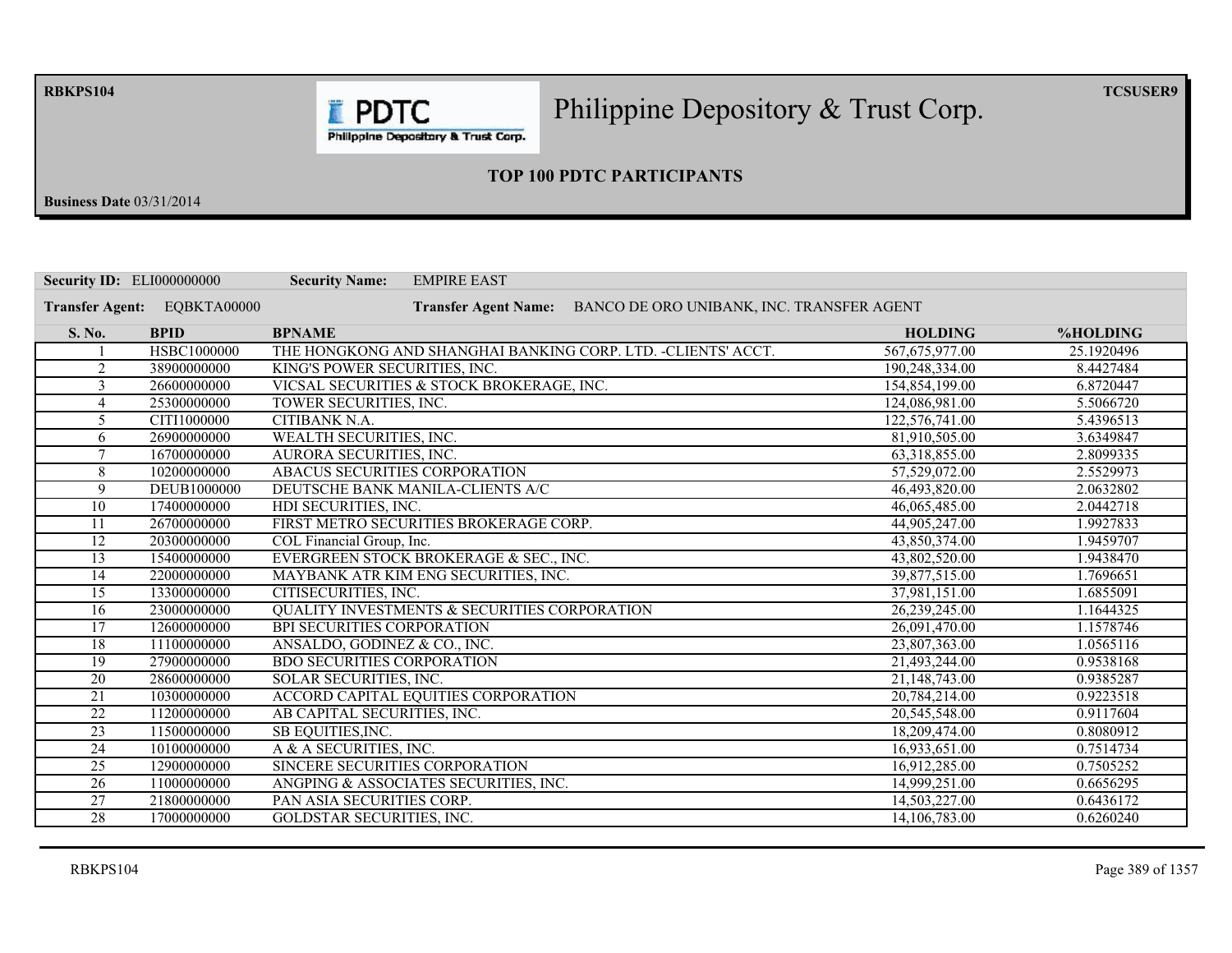# Philippine Depository & Trust Corp.

## TOP 100 PDTC PARTICIPANTS

**Business Date** 03/31/2014

**Security ID:** ELI000000000 **Security Name:** EMPIRE EAST

**Transfer Agent:** EQBKTA00000 **Transfer Agent Name:** BANCO DE ORO UNIBANK, INC. TRANSFER AGENT

| S. No. | BPID | BPNAME | HOLDING | %HOLDING |
|---|---|---|---|---|
| 1 | HSBC1000000 | THE HONGKONG AND SHANGHAI BANKING CORP. LTD. -CLIENTS' ACCT. | 567,675,977.00 | 25.1920496 |
| 2 | 38900000000 | KING'S POWER SECURITIES, INC. | 190,248,334.00 | 8.4427484 |
| 3 | 26600000000 | VICSAL SECURITIES & STOCK BROKERAGE, INC. | 154,854,199.00 | 6.8720447 |
| 4 | 25300000000 | TOWER SECURITIES, INC. | 124,086,981.00 | 5.5066720 |
| 5 | CITI1000000 | CITIBANK N.A. | 122,576,741.00 | 5.4396513 |
| 6 | 26900000000 | WEALTH SECURITIES, INC. | 81,910,505.00 | 3.6349847 |
| 7 | 16700000000 | AURORA SECURITIES, INC. | 63,318,855.00 | 2.8099335 |
| 8 | 10200000000 | ABACUS SECURITIES CORPORATION | 57,529,072.00 | 2.5529973 |
| 9 | DEUB1000000 | DEUTSCHE BANK MANILA-CLIENTS A/C | 46,493,820.00 | 2.0632802 |
| 10 | 17400000000 | HDI SECURITIES, INC. | 46,065,485.00 | 2.0442718 |
| 11 | 26700000000 | FIRST METRO SECURITIES BROKERAGE CORP. | 44,905,247.00 | 1.9927833 |
| 12 | 20300000000 | COL Financial Group, Inc. | 43,850,374.00 | 1.9459707 |
| 13 | 15400000000 | EVERGREEN STOCK BROKERAGE & SEC., INC. | 43,802,520.00 | 1.9438470 |
| 14 | 22000000000 | MAYBANK ATR KIM ENG SECURITIES, INC. | 39,877,515.00 | 1.7696651 |
| 15 | 13300000000 | CITISECURITIES, INC. | 37,981,151.00 | 1.6855091 |
| 16 | 23000000000 | QUALITY INVESTMENTS & SECURITIES CORPORATION | 26,239,245.00 | 1.1644325 |
| 17 | 12600000000 | BPI SECURITIES CORPORATION | 26,091,470.00 | 1.1578746 |
| 18 | 11100000000 | ANSALDO, GODINEZ & CO., INC. | 23,807,363.00 | 1.0565116 |
| 19 | 27900000000 | BDO SECURITIES CORPORATION | 21,493,244.00 | 0.9538168 |
| 20 | 28600000000 | SOLAR SECURITIES, INC. | 21,148,743.00 | 0.9385287 |
| 21 | 10300000000 | ACCORD CAPITAL EQUITIES CORPORATION | 20,784,214.00 | 0.9223518 |
| 22 | 11200000000 | AB CAPITAL SECURITIES, INC. | 20,545,548.00 | 0.9117604 |
| 23 | 11500000000 | SB EQUITIES,INC. | 18,209,474.00 | 0.8080912 |
| 24 | 10100000000 | A & A SECURITIES, INC. | 16,933,651.00 | 0.7514734 |
| 25 | 12900000000 | SINCERE SECURITIES CORPORATION | 16,912,285.00 | 0.7505252 |
| 26 | 11000000000 | ANGPING & ASSOCIATES SECURITIES, INC. | 14,999,251.00 | 0.6656295 |
| 27 | 21800000000 | PAN ASIA SECURITIES CORP. | 14,503,227.00 | 0.6436172 |
| 28 | 17000000000 | GOLDSTAR SECURITIES, INC. | 14,106,783.00 | 0.6260240 |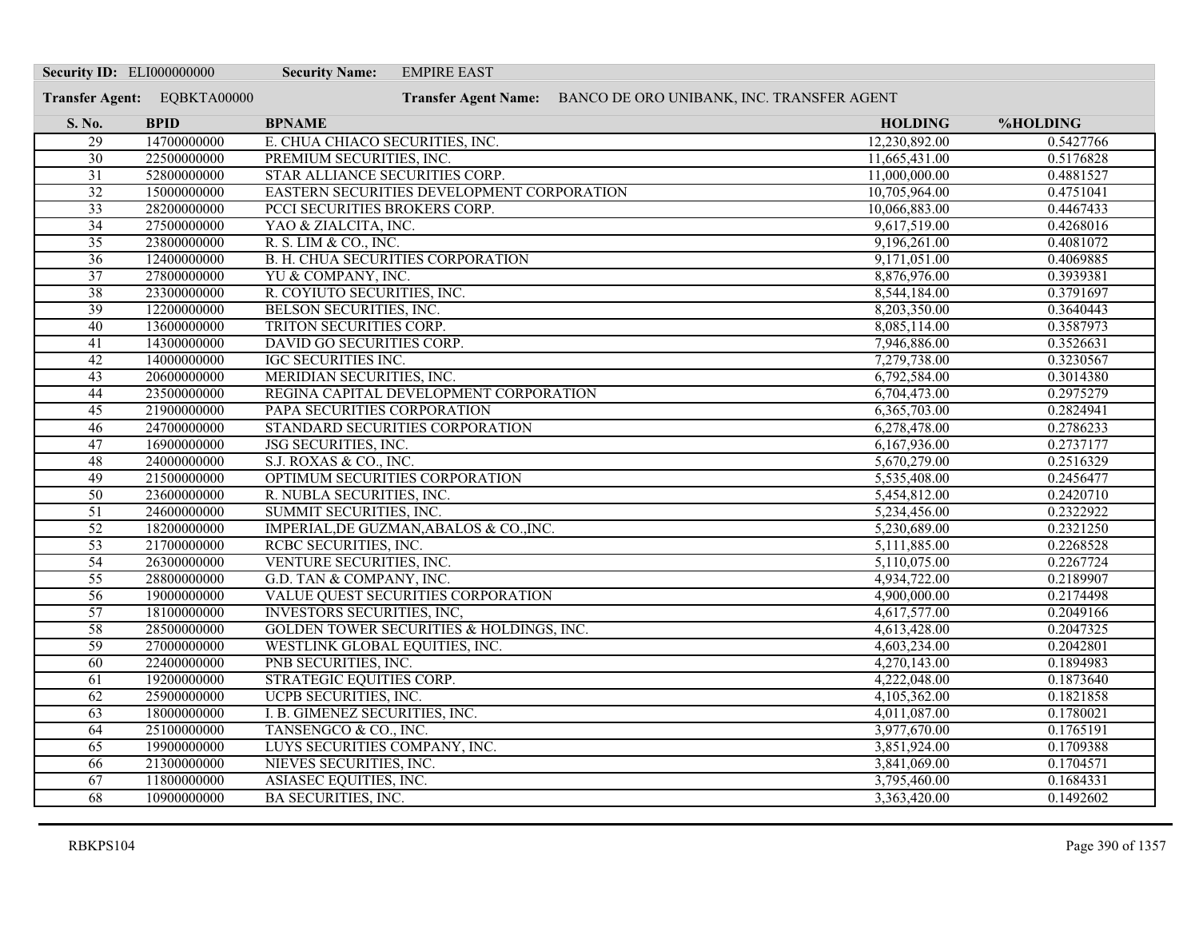**Security ID:** ELI000000000 **Security Name:** EMPIRE EAST

**Transfer Agent:** EQBKTA00000 **Transfer Agent Name:** BANCO DE ORO UNIBANK, INC. TRANSFER AGENT

| S. No. | BPID | BPNAME | HOLDING | %HOLDING |
|---|---|---|---|---|
| 29 | 14700000000 | E. CHUA CHIACO SECURITIES, INC. | 12,230,892.00 | 0.5427766 |
| 30 | 22500000000 | PREMIUM SECURITIES, INC. | 11,665,431.00 | 0.5176828 |
| 31 | 52800000000 | STAR ALLIANCE SECURITIES CORP. | 11,000,000.00 | 0.4881527 |
| 32 | 15000000000 | EASTERN SECURITIES DEVELOPMENT CORPORATION | 10,705,964.00 | 0.4751041 |
| 33 | 28200000000 | PCCI SECURITIES BROKERS CORP. | 10,066,883.00 | 0.4467433 |
| 34 | 27500000000 | YAO & ZIALCITA, INC. | 9,617,519.00 | 0.4268016 |
| 35 | 23800000000 | R. S. LIM & CO., INC. | 9,196,261.00 | 0.4081072 |
| 36 | 12400000000 | B. H. CHUA SECURITIES CORPORATION | 9,171,051.00 | 0.4069885 |
| 37 | 27800000000 | YU & COMPANY, INC. | 8,876,976.00 | 0.3939381 |
| 38 | 23300000000 | R. COYIUTO SECURITIES, INC. | 8,544,184.00 | 0.3791697 |
| 39 | 12200000000 | BELSON SECURITIES, INC. | 8,203,350.00 | 0.3640443 |
| 40 | 13600000000 | TRITON SECURITIES CORP. | 8,085,114.00 | 0.3587973 |
| 41 | 14300000000 | DAVID GO SECURITIES CORP. | 7,946,886.00 | 0.3526631 |
| 42 | 14000000000 | IGC SECURITIES INC. | 7,279,738.00 | 0.3230567 |
| 43 | 20600000000 | MERIDIAN SECURITIES, INC. | 6,792,584.00 | 0.3014380 |
| 44 | 23500000000 | REGINA CAPITAL DEVELOPMENT CORPORATION | 6,704,473.00 | 0.2975279 |
| 45 | 21900000000 | PAPA SECURITIES CORPORATION | 6,365,703.00 | 0.2824941 |
| 46 | 24700000000 | STANDARD SECURITIES CORPORATION | 6,278,478.00 | 0.2786233 |
| 47 | 16900000000 | JSG SECURITIES, INC. | 6,167,936.00 | 0.2737177 |
| 48 | 24000000000 | S.J. ROXAS & CO., INC. | 5,670,279.00 | 0.2516329 |
| 49 | 21500000000 | OPTIMUM SECURITIES CORPORATION | 5,535,408.00 | 0.2456477 |
| 50 | 23600000000 | R. NUBLA SECURITIES, INC. | 5,454,812.00 | 0.2420710 |
| 51 | 24600000000 | SUMMIT SECURITIES, INC. | 5,234,456.00 | 0.2322922 |
| 52 | 18200000000 | IMPERIAL,DE GUZMAN,ABALOS & CO.,INC. | 5,230,689.00 | 0.2321250 |
| 53 | 21700000000 | RCBC SECURITIES, INC. | 5,111,885.00 | 0.2268528 |
| 54 | 26300000000 | VENTURE SECURITIES, INC. | 5,110,075.00 | 0.2267724 |
| 55 | 28800000000 | G.D. TAN & COMPANY, INC. | 4,934,722.00 | 0.2189907 |
| 56 | 19000000000 | VALUE QUEST SECURITIES CORPORATION | 4,900,000.00 | 0.2174498 |
| 57 | 18100000000 | INVESTORS SECURITIES, INC, | 4,617,577.00 | 0.2049166 |
| 58 | 28500000000 | GOLDEN TOWER SECURITIES & HOLDINGS, INC. | 4,613,428.00 | 0.2047325 |
| 59 | 27000000000 | WESTLINK GLOBAL EQUITIES, INC. | 4,603,234.00 | 0.2042801 |
| 60 | 22400000000 | PNB SECURITIES, INC. | 4,270,143.00 | 0.1894983 |
| 61 | 19200000000 | STRATEGIC EQUITIES CORP. | 4,222,048.00 | 0.1873640 |
| 62 | 25900000000 | UCPB SECURITIES, INC. | 4,105,362.00 | 0.1821858 |
| 63 | 18000000000 | I. B. GIMENEZ SECURITIES, INC. | 4,011,087.00 | 0.1780021 |
| 64 | 25100000000 | TANSENGCO & CO., INC. | 3,977,670.00 | 0.1765191 |
| 65 | 19900000000 | LUYS SECURITIES COMPANY, INC. | 3,851,924.00 | 0.1709388 |
| 66 | 21300000000 | NIEVES SECURITIES, INC. | 3,841,069.00 | 0.1704571 |
| 67 | 11800000000 | ASIASEC EQUITIES, INC. | 3,795,460.00 | 0.1684331 |
| 68 | 10900000000 | BA SECURITIES, INC. | 3,363,420.00 | 0.1492602 |

RBKPS104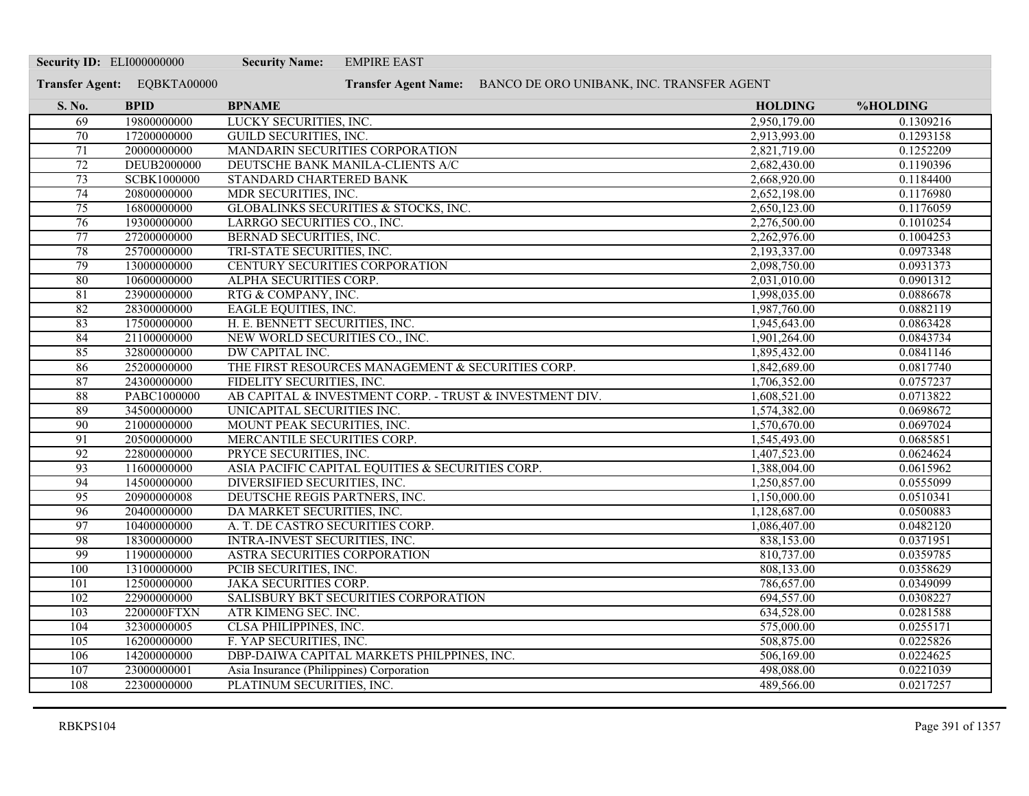**Security ID:** ELI000000000 **Security Name:** EMPIRE EAST

**Transfer Agent:** EQBKTA00000 **Transfer Agent Name:** BANCO DE ORO UNIBANK, INC. TRANSFER AGENT

| S. No. | BPID | BPNAME | HOLDING | %HOLDING |
|---|---|---|---|---|
| 69 | 19800000000 | LUCKY SECURITIES, INC. | 2,950,179.00 | 0.1309216 |
| 70 | 17200000000 | GUILD SECURITIES, INC. | 2,913,993.00 | 0.1293158 |
| 71 | 20000000000 | MANDARIN SECURITIES CORPORATION | 2,821,719.00 | 0.1252209 |
| 72 | DEUB2000000 | DEUTSCHE BANK MANILA-CLIENTS A/C | 2,682,430.00 | 0.1190396 |
| 73 | SCBK1000000 | STANDARD CHARTERED BANK | 2,668,920.00 | 0.1184400 |
| 74 | 20800000000 | MDR SECURITIES, INC. | 2,652,198.00 | 0.1176980 |
| 75 | 16800000000 | GLOBALINKS SECURITIES & STOCKS, INC. | 2,650,123.00 | 0.1176059 |
| 76 | 19300000000 | LARRGO SECURITIES CO., INC. | 2,276,500.00 | 0.1010254 |
| 77 | 27200000000 | BERNAD SECURITIES, INC. | 2,262,976.00 | 0.1004253 |
| 78 | 25700000000 | TRI-STATE SECURITIES, INC. | 2,193,337.00 | 0.0973348 |
| 79 | 13000000000 | CENTURY SECURITIES CORPORATION | 2,098,750.00 | 0.0931373 |
| 80 | 10600000000 | ALPHA SECURITIES CORP. | 2,031,010.00 | 0.0901312 |
| 81 | 23900000000 | RTG & COMPANY, INC. | 1,998,035.00 | 0.0886678 |
| 82 | 28300000000 | EAGLE EQUITIES, INC. | 1,987,760.00 | 0.0882119 |
| 83 | 17500000000 | H. E. BENNETT SECURITIES, INC. | 1,945,643.00 | 0.0863428 |
| 84 | 21100000000 | NEW WORLD SECURITIES CO., INC. | 1,901,264.00 | 0.0843734 |
| 85 | 32800000000 | DW CAPITAL INC. | 1,895,432.00 | 0.0841146 |
| 86 | 25200000000 | THE FIRST RESOURCES MANAGEMENT & SECURITIES CORP. | 1,842,689.00 | 0.0817740 |
| 87 | 24300000000 | FIDELITY SECURITIES, INC. | 1,706,352.00 | 0.0757237 |
| 88 | PABC1000000 | AB CAPITAL & INVESTMENT CORP. - TRUST & INVESTMENT DIV. | 1,608,521.00 | 0.0713822 |
| 89 | 34500000000 | UNICAPITAL SECURITIES INC. | 1,574,382.00 | 0.0698672 |
| 90 | 21000000000 | MOUNT PEAK SECURITIES, INC. | 1,570,670.00 | 0.0697024 |
| 91 | 20500000000 | MERCANTILE SECURITIES CORP. | 1,545,493.00 | 0.0685851 |
| 92 | 22800000000 | PRYCE SECURITIES, INC. | 1,407,523.00 | 0.0624624 |
| 93 | 11600000000 | ASIA PACIFIC CAPITAL EQUITIES & SECURITIES CORP. | 1,388,004.00 | 0.0615962 |
| 94 | 14500000000 | DIVERSIFIED SECURITIES, INC. | 1,250,857.00 | 0.0555099 |
| 95 | 20900000008 | DEUTSCHE REGIS PARTNERS, INC. | 1,150,000.00 | 0.0510341 |
| 96 | 20400000000 | DA MARKET SECURITIES, INC. | 1,128,687.00 | 0.0500883 |
| 97 | 10400000000 | A. T. DE CASTRO SECURITIES CORP. | 1,086,407.00 | 0.0482120 |
| 98 | 18300000000 | INTRA-INVEST SECURITIES, INC. | 838,153.00 | 0.0371951 |
| 99 | 11900000000 | ASTRA SECURITIES CORPORATION | 810,737.00 | 0.0359785 |
| 100 | 13100000000 | PCIB SECURITIES, INC. | 808,133.00 | 0.0358629 |
| 101 | 12500000000 | JAKA SECURITIES CORP. | 786,657.00 | 0.0349099 |
| 102 | 22900000000 | SALISBURY BKT SECURITIES CORPORATION | 694,557.00 | 0.0308227 |
| 103 | 2200000FTXN | ATR KIMENG SEC. INC. | 634,528.00 | 0.0281588 |
| 104 | 32300000005 | CLSA PHILIPPINES, INC. | 575,000.00 | 0.0255171 |
| 105 | 16200000000 | F. YAP SECURITIES, INC. | 508,875.00 | 0.0225826 |
| 106 | 14200000000 | DBP-DAIWA CAPITAL MARKETS PHILPPINES, INC. | 506,169.00 | 0.0224625 |
| 107 | 23000000001 | Asia Insurance (Philippines) Corporation | 498,088.00 | 0.0221039 |
| 108 | 22300000000 | PLATINUM SECURITIES, INC. | 489,566.00 | 0.0217257 |

RBKPS104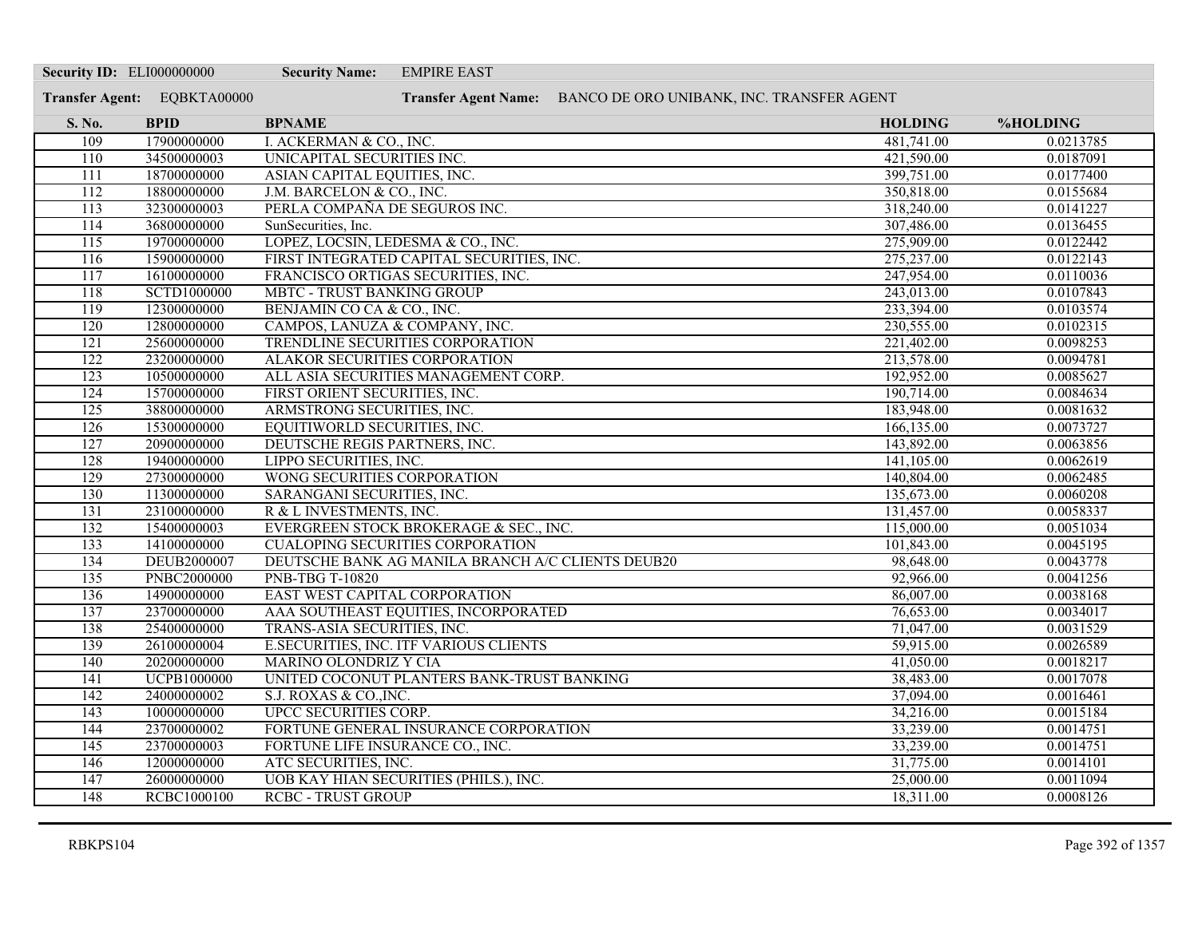**Security ID:** ELI000000000 **Security Name:** EMPIRE EAST

**Transfer Agent:** EQBKTA00000 **Transfer Agent Name:** BANCO DE ORO UNIBANK, INC. TRANSFER AGENT

| S. No. | BPID | BPNAME | HOLDING | %HOLDING |
|---|---|---|---|---|
| 109 | 17900000000 | I. ACKERMAN & CO., INC. | 481,741.00 | 0.0213785 |
| 110 | 34500000003 | UNICAPITAL SECURITIES INC. | 421,590.00 | 0.0187091 |
| 111 | 18700000000 | ASIAN CAPITAL EQUITIES, INC. | 399,751.00 | 0.0177400 |
| 112 | 18800000000 | J.M. BARCELON & CO., INC. | 350,818.00 | 0.0155684 |
| 113 | 32300000003 | PERLA COMPAÑA DE SEGUROS INC. | 318,240.00 | 0.0141227 |
| 114 | 36800000000 | SunSecurities, Inc. | 307,486.00 | 0.0136455 |
| 115 | 19700000000 | LOPEZ, LOCSIN, LEDESMA & CO., INC. | 275,909.00 | 0.0122442 |
| 116 | 15900000000 | FIRST INTEGRATED CAPITAL SECURITIES, INC. | 275,237.00 | 0.0122143 |
| 117 | 16100000000 | FRANCISCO ORTIGAS SECURITIES, INC. | 247,954.00 | 0.0110036 |
| 118 | SCTD1000000 | MBTC - TRUST BANKING GROUP | 243,013.00 | 0.0107843 |
| 119 | 12300000000 | BENJAMIN CO CA & CO., INC. | 233,394.00 | 0.0103574 |
| 120 | 12800000000 | CAMPOS, LANUZA & COMPANY, INC. | 230,555.00 | 0.0102315 |
| 121 | 25600000000 | TRENDLINE SECURITIES CORPORATION | 221,402.00 | 0.0098253 |
| 122 | 23200000000 | ALAKOR SECURITIES CORPORATION | 213,578.00 | 0.0094781 |
| 123 | 10500000000 | ALL ASIA SECURITIES MANAGEMENT CORP. | 192,952.00 | 0.0085627 |
| 124 | 15700000000 | FIRST ORIENT SECURITIES, INC. | 190,714.00 | 0.0084634 |
| 125 | 38800000000 | ARMSTRONG SECURITIES, INC. | 183,948.00 | 0.0081632 |
| 126 | 15300000000 | EQUITIWORLD SECURITIES, INC. | 166,135.00 | 0.0073727 |
| 127 | 20900000000 | DEUTSCHE REGIS PARTNERS, INC. | 143,892.00 | 0.0063856 |
| 128 | 19400000000 | LIPPO SECURITIES, INC. | 141,105.00 | 0.0062619 |
| 129 | 27300000000 | WONG SECURITIES CORPORATION | 140,804.00 | 0.0062485 |
| 130 | 11300000000 | SARANGANI SECURITIES, INC. | 135,673.00 | 0.0060208 |
| 131 | 23100000000 | R & L INVESTMENTS, INC. | 131,457.00 | 0.0058337 |
| 132 | 15400000003 | EVERGREEN STOCK BROKERAGE & SEC., INC. | 115,000.00 | 0.0051034 |
| 133 | 14100000000 | CUALOPING SECURITIES CORPORATION | 101,843.00 | 0.0045195 |
| 134 | DEUB2000007 | DEUTSCHE BANK AG MANILA BRANCH A/C CLIENTS DEUB20 | 98,648.00 | 0.0043778 |
| 135 | PNBC2000000 | PNB-TBG T-10820 | 92,966.00 | 0.0041256 |
| 136 | 14900000000 | EAST WEST CAPITAL CORPORATION | 86,007.00 | 0.0038168 |
| 137 | 23700000000 | AAA SOUTHEAST EQUITIES, INCORPORATED | 76,653.00 | 0.0034017 |
| 138 | 25400000000 | TRANS-ASIA SECURITIES, INC. | 71,047.00 | 0.0031529 |
| 139 | 26100000004 | E.SECURITIES, INC. ITF VARIOUS CLIENTS | 59,915.00 | 0.0026589 |
| 140 | 20200000000 | MARINO OLONDRIZ Y CIA | 41,050.00 | 0.0018217 |
| 141 | UCPB1000000 | UNITED COCONUT PLANTERS BANK-TRUST BANKING | 38,483.00 | 0.0017078 |
| 142 | 24000000002 | S.J. ROXAS & CO.,INC. | 37,094.00 | 0.0016461 |
| 143 | 10000000000 | UPCC SECURITIES CORP. | 34,216.00 | 0.0015184 |
| 144 | 23700000002 | FORTUNE GENERAL INSURANCE CORPORATION | 33,239.00 | 0.0014751 |
| 145 | 23700000003 | FORTUNE LIFE INSURANCE CO., INC. | 33,239.00 | 0.0014751 |
| 146 | 12000000000 | ATC SECURITIES, INC. | 31,775.00 | 0.0014101 |
| 147 | 26000000000 | UOB KAY HIAN SECURITIES (PHILS.), INC. | 25,000.00 | 0.0011094 |
| 148 | RCBC1000100 | RCBC - TRUST GROUP | 18,311.00 | 0.0008126 |

RBKPS104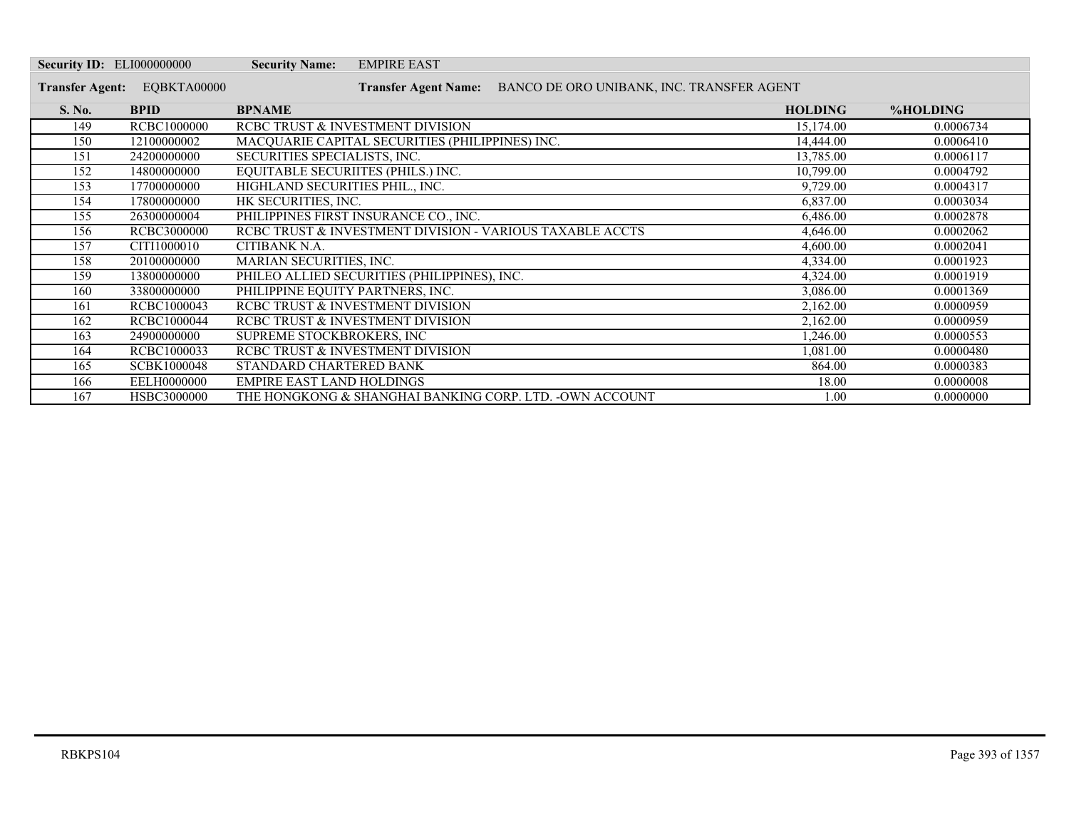**Security ID:** ELI000000000 **Security Name:** EMPIRE EAST

**Transfer Agent:** EQBKTA00000 **Transfer Agent Name:** BANCO DE ORO UNIBANK, INC. TRANSFER AGENT

| S. No. | BPID | BPNAME | HOLDING | %HOLDING |
|---|---|---|---|---|
| 149 | RCBC1000000 | RCBC TRUST & INVESTMENT DIVISION | 15,174.00 | 0.0006734 |
| 150 | 12100000002 | MACQUARIE CAPITAL SECURITIES (PHILIPPINES) INC. | 14,444.00 | 0.0006410 |
| 151 | 24200000000 | SECURITIES SPECIALISTS, INC. | 13,785.00 | 0.0006117 |
| 152 | 14800000000 | EQUITABLE SECURIITES (PHILS.) INC. | 10,799.00 | 0.0004792 |
| 153 | 17700000000 | HIGHLAND SECURITIES PHIL., INC. | 9,729.00 | 0.0004317 |
| 154 | 17800000000 | HK SECURITIES, INC. | 6,837.00 | 0.0003034 |
| 155 | 26300000004 | PHILIPPINES FIRST INSURANCE CO., INC. | 6,486.00 | 0.0002878 |
| 156 | RCBC3000000 | RCBC TRUST & INVESTMENT DIVISION - VARIOUS TAXABLE ACCTS | 4,646.00 | 0.0002062 |
| 157 | CITI1000010 | CITIBANK N.A. | 4,600.00 | 0.0002041 |
| 158 | 20100000000 | MARIAN SECURITIES, INC. | 4,334.00 | 0.0001923 |
| 159 | 13800000000 | PHILEO ALLIED SECURITIES (PHILIPPINES), INC. | 4,324.00 | 0.0001919 |
| 160 | 33800000000 | PHILIPPINE EQUITY PARTNERS, INC. | 3,086.00 | 0.0001369 |
| 161 | RCBC1000043 | RCBC TRUST & INVESTMENT DIVISION | 2,162.00 | 0.0000959 |
| 162 | RCBC1000044 | RCBC TRUST & INVESTMENT DIVISION | 2,162.00 | 0.0000959 |
| 163 | 24900000000 | SUPREME STOCKBROKERS, INC | 1,246.00 | 0.0000553 |
| 164 | RCBC1000033 | RCBC TRUST & INVESTMENT DIVISION | 1,081.00 | 0.0000480 |
| 165 | SCBK1000048 | STANDARD CHARTERED BANK | 864.00 | 0.0000383 |
| 166 | EELH0000000 | EMPIRE EAST LAND HOLDINGS | 18.00 | 0.0000008 |
| 167 | HSBC3000000 | THE HONGKONG & SHANGHAI BANKING CORP. LTD. -OWN ACCOUNT | 1.00 | 0.0000000 |

RBKPS104